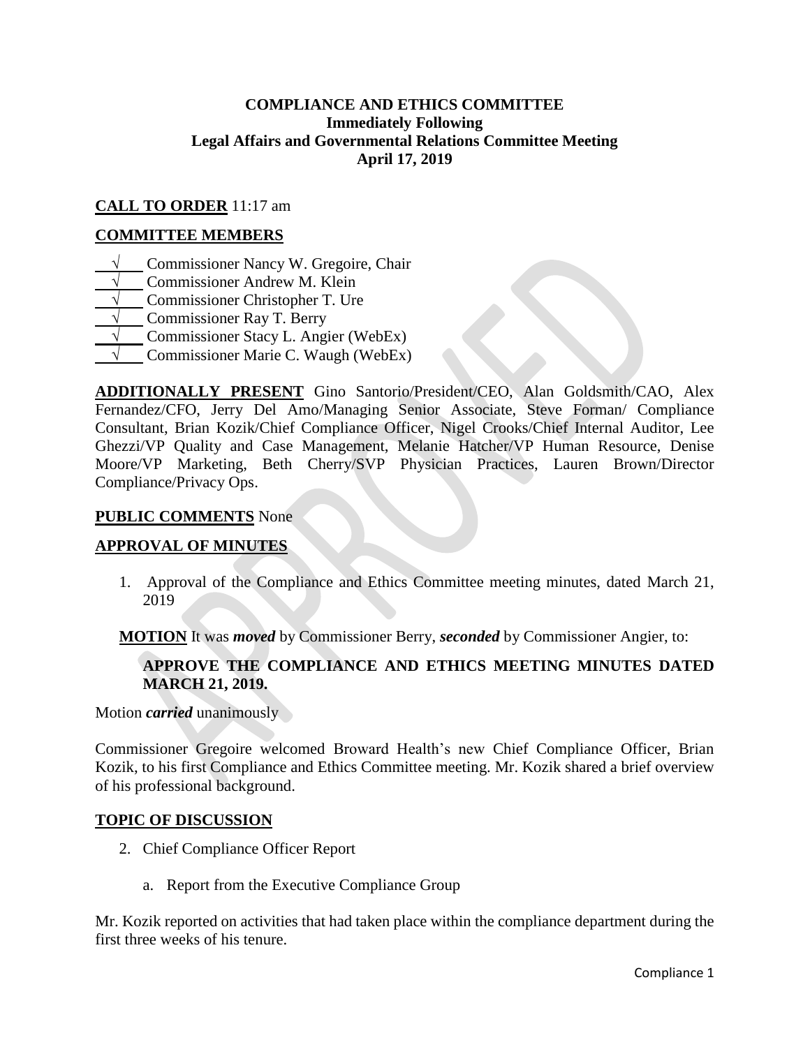**COMPLIANCE AND ETHICS COMMITTEE**
**Immediately Following**
**Legal Affairs and Governmental Relations Committee Meeting**
**April 17, 2019**

**CALL TO ORDER** 11:17 am

**COMMITTEE MEMBERS**

√ Commissioner Nancy W. Gregoire, Chair
√ Commissioner Andrew M. Klein
√ Commissioner Christopher T. Ure
√ Commissioner Ray T. Berry
√ Commissioner Stacy L. Angier (WebEx)
√ Commissioner Marie C. Waugh (WebEx)

**ADDITIONALLY PRESENT** Gino Santorio/President/CEO, Alan Goldsmith/CAO, Alex Fernandez/CFO, Jerry Del Amo/Managing Senior Associate, Steve Forman/ Compliance Consultant, Brian Kozik/Chief Compliance Officer, Nigel Crooks/Chief Internal Auditor, Lee Ghezzi/VP Quality and Case Management, Melanie Hatcher/VP Human Resource, Denise Moore/VP Marketing, Beth Cherry/SVP Physician Practices, Lauren Brown/Director Compliance/Privacy Ops.

**PUBLIC COMMENTS** None

**APPROVAL OF MINUTES**

1. Approval of the Compliance and Ethics Committee meeting minutes, dated March 21, 2019

**MOTION** It was ***moved*** by Commissioner Berry, ***seconded*** by Commissioner Angier, to:

**APPROVE THE COMPLIANCE AND ETHICS MEETING MINUTES DATED MARCH 21, 2019.**

Motion ***carried*** unanimously

Commissioner Gregoire welcomed Broward Health's new Chief Compliance Officer, Brian Kozik, to his first Compliance and Ethics Committee meeting. Mr. Kozik shared a brief overview of his professional background.

**TOPIC OF DISCUSSION**

2. Chief Compliance Officer Report

   a. Report from the Executive Compliance Group

Mr. Kozik reported on activities that had taken place within the compliance department during the first three weeks of his tenure.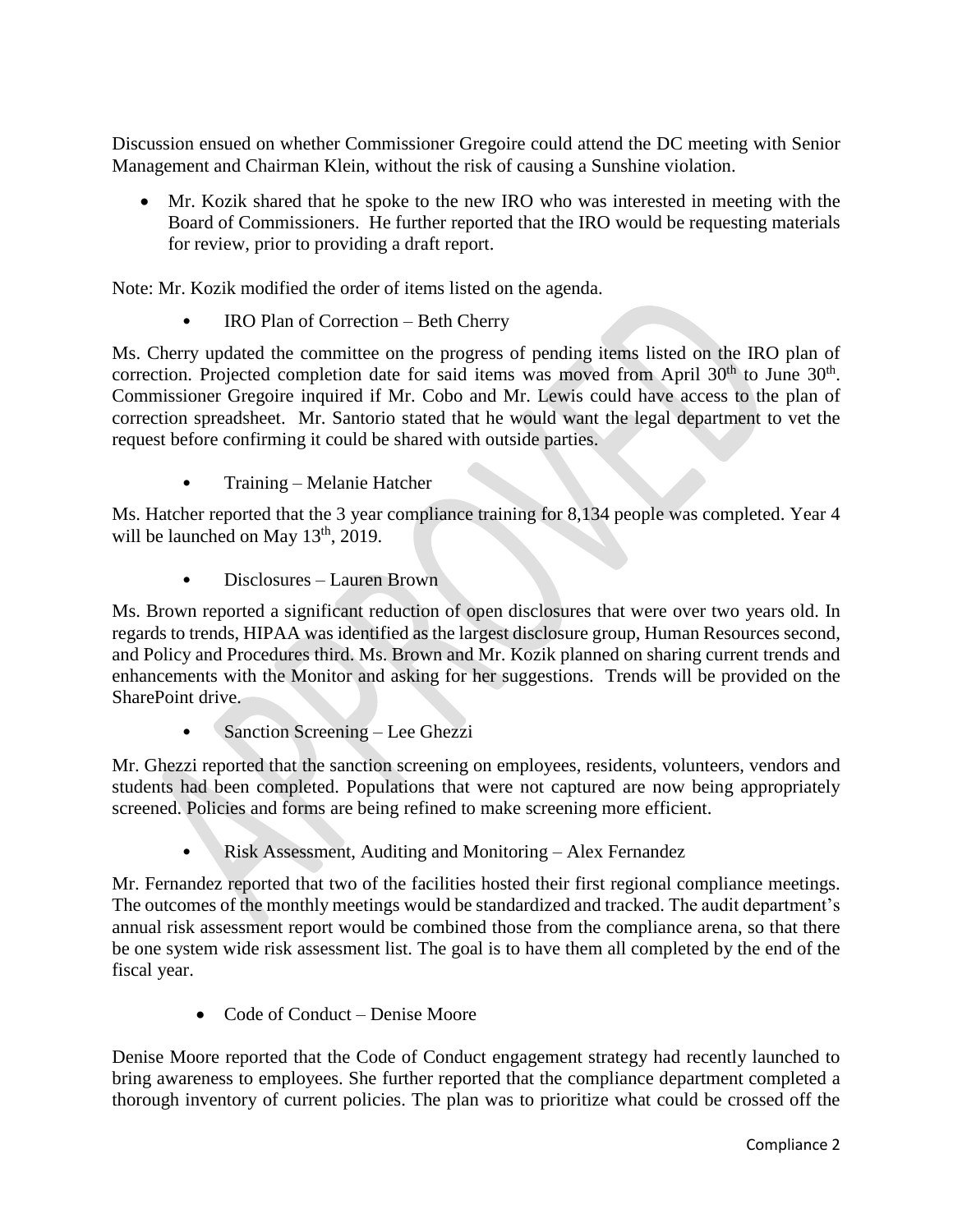Discussion ensued on whether Commissioner Gregoire could attend the DC meeting with Senior Management and Chairman Klein, without the risk of causing a Sunshine violation.

- Mr. Kozik shared that he spoke to the new IRO who was interested in meeting with the Board of Commissioners. He further reported that the IRO would be requesting materials for review, prior to providing a draft report.

Note: Mr. Kozik modified the order of items listed on the agenda.

- IRO Plan of Correction – Beth Cherry

Ms. Cherry updated the committee on the progress of pending items listed on the IRO plan of correction. Projected completion date for said items was moved from April 30th to June 30th. Commissioner Gregoire inquired if Mr. Cobo and Mr. Lewis could have access to the plan of correction spreadsheet. Mr. Santorio stated that he would want the legal department to vet the request before confirming it could be shared with outside parties.

- Training – Melanie Hatcher

Ms. Hatcher reported that the 3 year compliance training for 8,134 people was completed. Year 4 will be launched on May 13th, 2019.

- Disclosures – Lauren Brown

Ms. Brown reported a significant reduction of open disclosures that were over two years old. In regards to trends, HIPAA was identified as the largest disclosure group, Human Resources second, and Policy and Procedures third. Ms. Brown and Mr. Kozik planned on sharing current trends and enhancements with the Monitor and asking for her suggestions. Trends will be provided on the SharePoint drive.

- Sanction Screening – Lee Ghezzi

Mr. Ghezzi reported that the sanction screening on employees, residents, volunteers, vendors and students had been completed. Populations that were not captured are now being appropriately screened. Policies and forms are being refined to make screening more efficient.

- Risk Assessment, Auditing and Monitoring – Alex Fernandez

Mr. Fernandez reported that two of the facilities hosted their first regional compliance meetings. The outcomes of the monthly meetings would be standardized and tracked. The audit department's annual risk assessment report would be combined those from the compliance arena, so that there be one system wide risk assessment list. The goal is to have them all completed by the end of the fiscal year.

- Code of Conduct – Denise Moore

Denise Moore reported that the Code of Conduct engagement strategy had recently launched to bring awareness to employees. She further reported that the compliance department completed a thorough inventory of current policies. The plan was to prioritize what could be crossed off the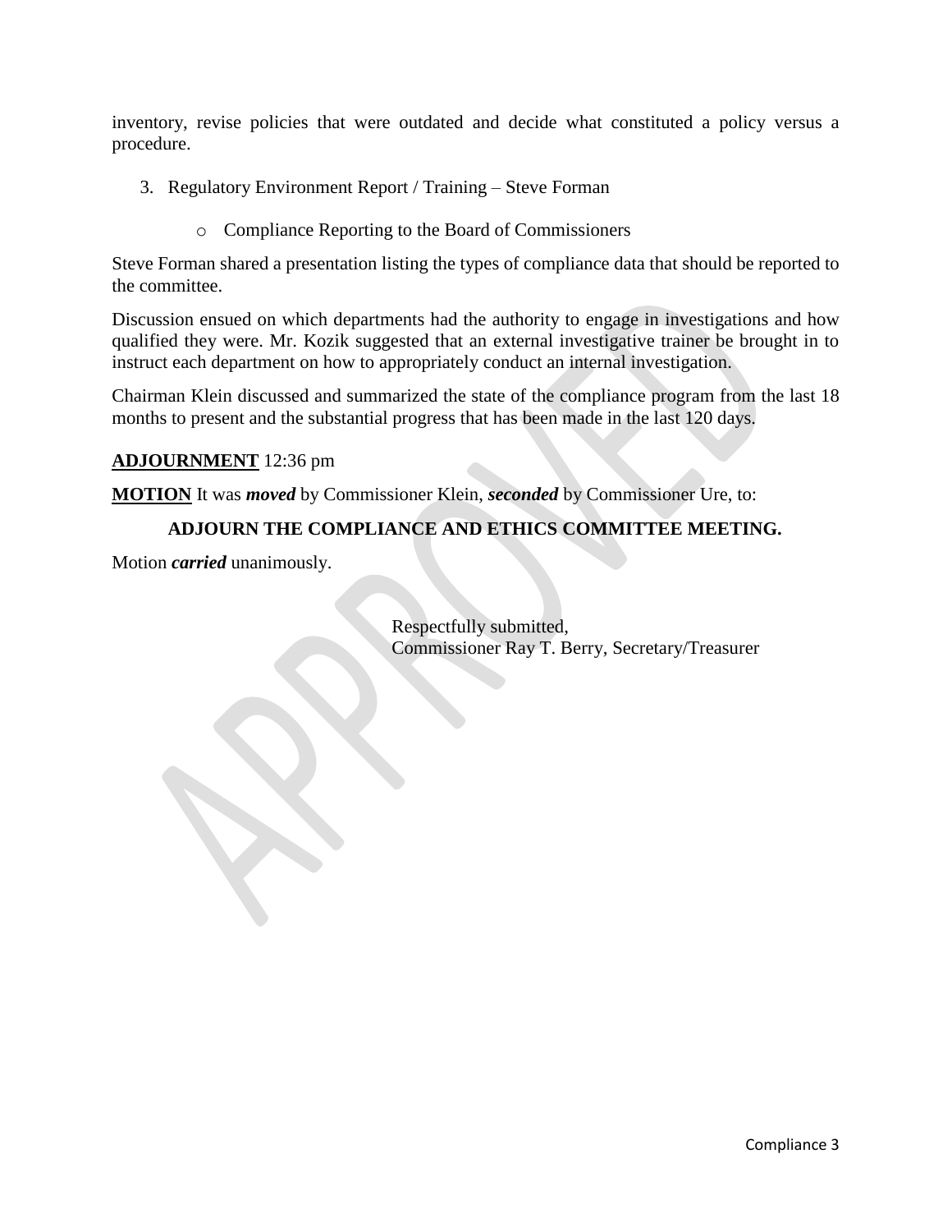inventory, revise policies that were outdated and decide what constituted a policy versus a procedure.

3. Regulatory Environment Report / Training – Steve Forman

   - Compliance Reporting to the Board of Commissioners

Steve Forman shared a presentation listing the types of compliance data that should be reported to the committee.

Discussion ensued on which departments had the authority to engage in investigations and how qualified they were. Mr. Kozik suggested that an external investigative trainer be brought in to instruct each department on how to appropriately conduct an internal investigation.

Chairman Klein discussed and summarized the state of the compliance program from the last 18 months to present and the substantial progress that has been made in the last 120 days.

**ADJOURNMENT** 12:36 pm

**MOTION** It was ***moved*** by Commissioner Klein, ***seconded*** by Commissioner Ure, to:

**ADJOURN THE COMPLIANCE AND ETHICS COMMITTEE MEETING.**

Motion ***carried*** unanimously.

Respectfully submitted,
Commissioner Ray T. Berry, Secretary/Treasurer